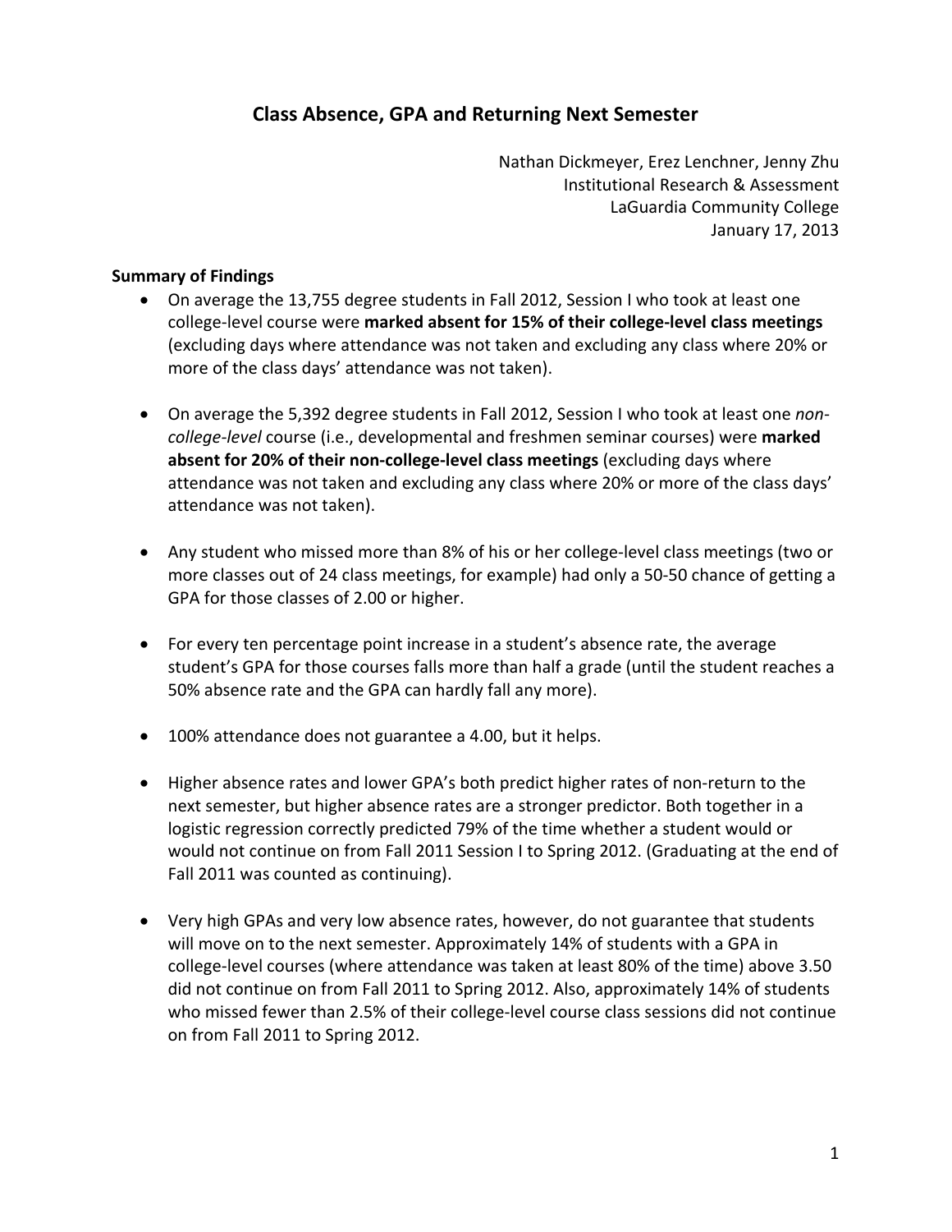# Class Absence, GPA and Returning Next Semester

Nathan Dickmeyer, Erez Lenchner, Jenny Zhu
Institutional Research & Assessment
LaGuardia Community College
January 17, 2013

### Summary of Findings

- On average the 13,755 degree students in Fall 2012, Session I who took at least one college-level course were **marked absent for 15% of their college-level class meetings** (excluding days where attendance was not taken and excluding any class where 20% or more of the class days' attendance was not taken).

- On average the 5,392 degree students in Fall 2012, Session I who took at least one *non-college-level* course (i.e., developmental and freshmen seminar courses) were **marked absent for 20% of their non-college-level class meetings** (excluding days where attendance was not taken and excluding any class where 20% or more of the class days' attendance was not taken).

- Any student who missed more than 8% of his or her college-level class meetings (two or more classes out of 24 class meetings, for example) had only a 50-50 chance of getting a GPA for those classes of 2.00 or higher.

- For every ten percentage point increase in a student's absence rate, the average student's GPA for those courses falls more than half a grade (until the student reaches a 50% absence rate and the GPA can hardly fall any more).

- 100% attendance does not guarantee a 4.00, but it helps.

- Higher absence rates and lower GPA's both predict higher rates of non-return to the next semester, but higher absence rates are a stronger predictor. Both together in a logistic regression correctly predicted 79% of the time whether a student would or would not continue on from Fall 2011 Session I to Spring 2012. (Graduating at the end of Fall 2011 was counted as continuing).

- Very high GPAs and very low absence rates, however, do not guarantee that students will move on to the next semester. Approximately 14% of students with a GPA in college-level courses (where attendance was taken at least 80% of the time) above 3.50 did not continue on from Fall 2011 to Spring 2012. Also, approximately 14% of students who missed fewer than 2.5% of their college-level course class sessions did not continue on from Fall 2011 to Spring 2012.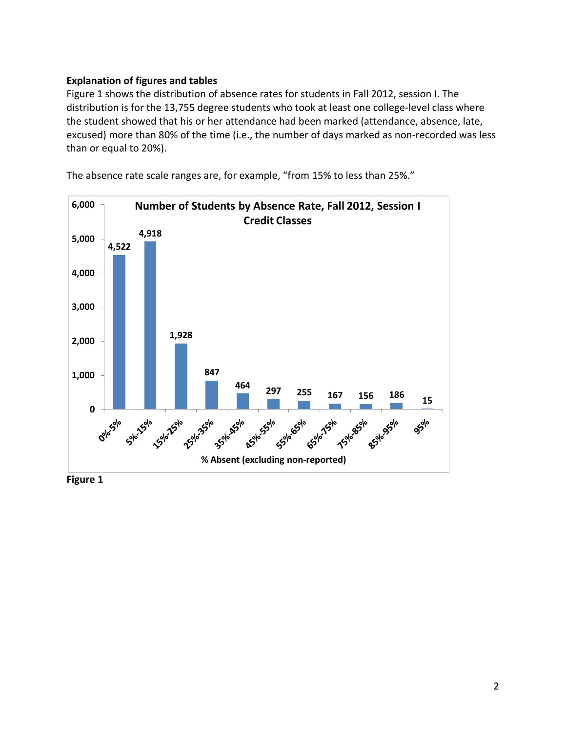**Explanation of figures and tables**

Figure 1 shows the distribution of absence rates for students in Fall 2012, session I. The distribution is for the 13,755 degree students who took at least one college-level class where the student showed that his or her attendance had been marked (attendance, absence, late, excused) more than 80% of the time (i.e., the number of days marked as non-recorded was less than or equal to 20%).

The absence rate scale ranges are, for example, "from 15% to less than 25%."

**Number of Students by Absence Rate, Fall 2012, Session I Credit Classes**

| % Absent (excluding non-reported) | Number of Students |
|---|---|
| 0%-5% | 4,522 |
| 5%-15% | 4,918 |
| 15%-25% | 1,928 |
| 25%-35% | 847 |
| 35%-45% | 464 |
| 45%-55% | 297 |
| 55%-65% | 255 |
| 65%-75% | 167 |
| 75%-85% | 156 |
| 85%-95% | 186 |
| 95% | 15 |

**Figure 1**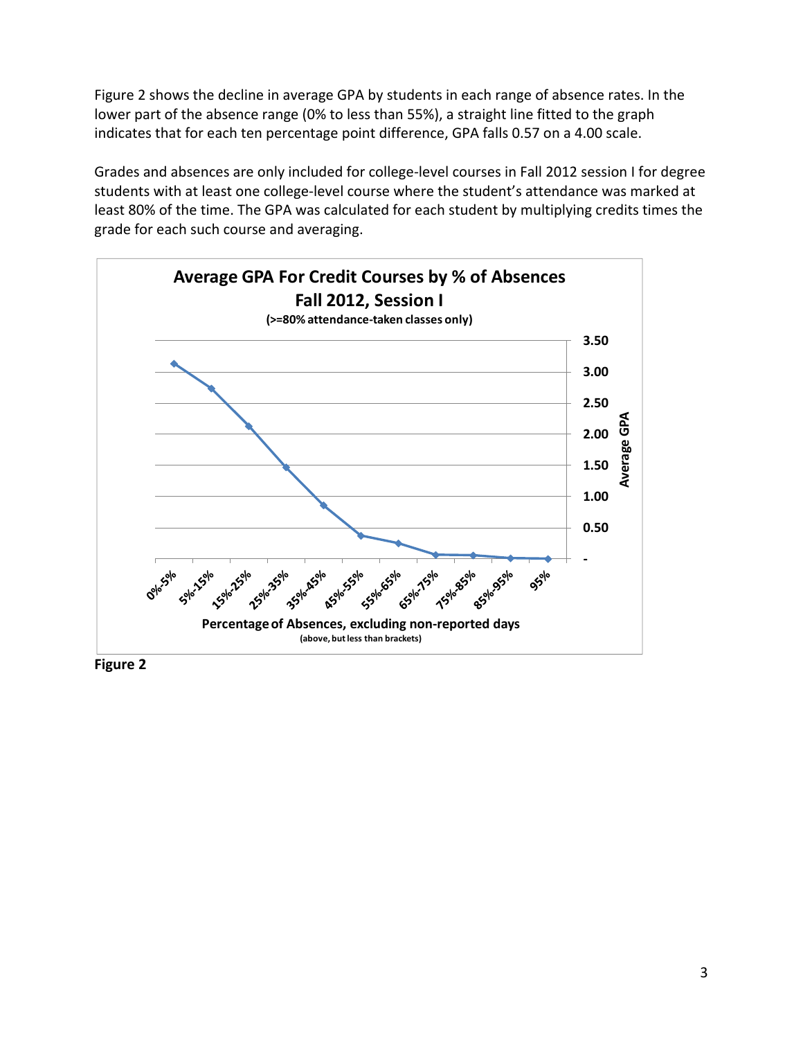Figure 2 shows the decline in average GPA by students in each range of absence rates. In the lower part of the absence range (0% to less than 55%), a straight line fitted to the graph indicates that for each ten percentage point difference, GPA falls 0.57 on a 4.00 scale.

Grades and absences are only included for college-level courses in Fall 2012 session I for degree students with at least one college-level course where the student's attendance was marked at least 80% of the time. The GPA was calculated for each student by multiplying credits times the grade for each such course and averaging.

**Average GPA For Credit Courses by % of Absences**
**Fall 2012, Session I**
**(>=80% attendance-taken classes only)**

Y-axis: Average GPA (-, 0.50, 1.00, 1.50, 2.00, 2.50, 3.00, 3.50)

X-axis: Percentage of Absences, excluding non-reported days (above, but less than brackets)

X-axis categories: 0%-5%, 5%-15%, 15%-25%, 25%-35%, 35%-45%, 45%-55%, 55%-65%, 65%-75%, 75%-85%, 85%-95%, 95%

**Figure 2**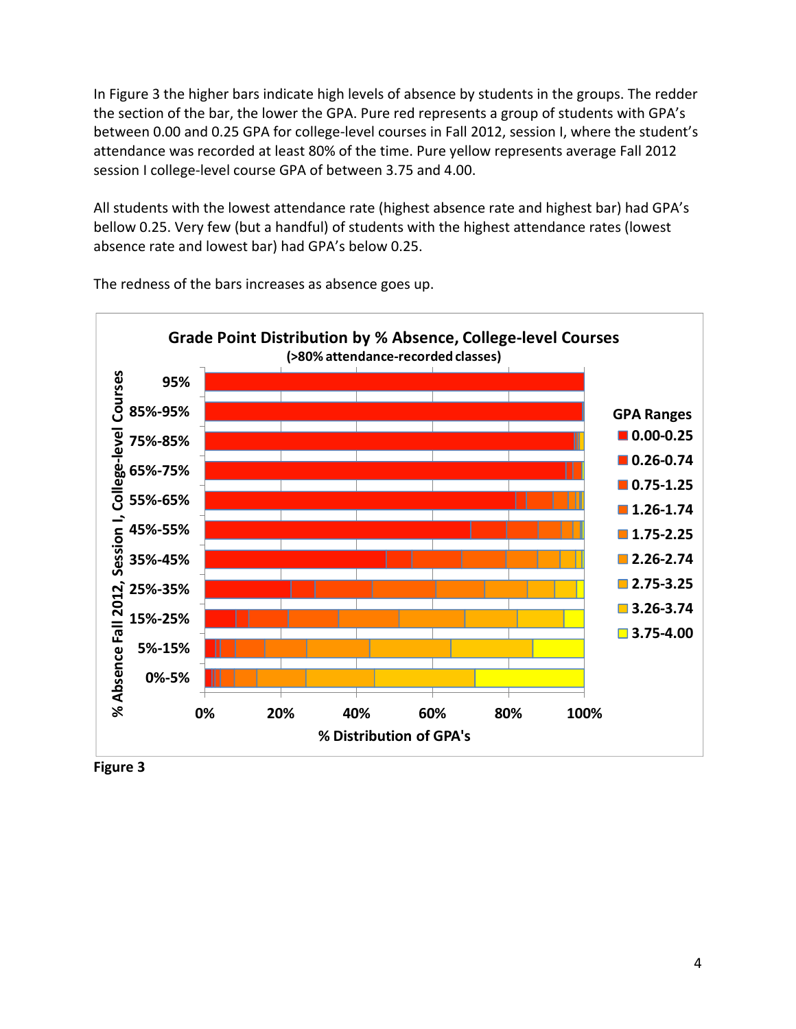In Figure 3 the higher bars indicate high levels of absence by students in the groups. The redder the section of the bar, the lower the GPA. Pure red represents a group of students with GPA's between 0.00 and 0.25 GPA for college-level courses in Fall 2012, session I, where the student's attendance was recorded at least 80% of the time. Pure yellow represents average Fall 2012 session I college-level course GPA of between 3.75 and 4.00.

All students with the lowest attendance rate (highest absence rate and highest bar) had GPA's bellow 0.25. Very few (but a handful) of students with the highest attendance rates (lowest absence rate and lowest bar) had GPA's below 0.25.

The redness of the bars increases as absence goes up.

**Figure 3**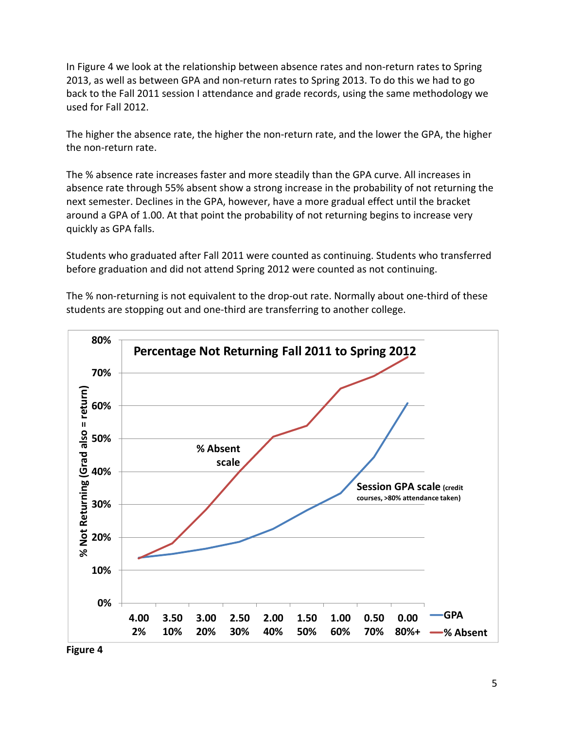In Figure 4 we look at the relationship between absence rates and non-return rates to Spring 2013, as well as between GPA and non-return rates to Spring 2013. To do this we had to go back to the Fall 2011 session I attendance and grade records, using the same methodology we used for Fall 2012.

The higher the absence rate, the higher the non-return rate, and the lower the GPA, the higher the non-return rate.

The % absence rate increases faster and more steadily than the GPA curve. All increases in absence rate through 55% absent show a strong increase in the probability of not returning the next semester. Declines in the GPA, however, have a more gradual effect until the bracket around a GPA of 1.00. At that point the probability of not returning begins to increase very quickly as GPA falls.

Students who graduated after Fall 2011 were counted as continuing. Students who transferred before graduation and did not attend Spring 2012 were counted as not continuing.

The % non-returning is not equivalent to the drop-out rate. Normally about one-third of these students are stopping out and one-third are transferring to another college.

**Percentage Not Returning Fall 2011 to Spring 2012**

**Figure 4**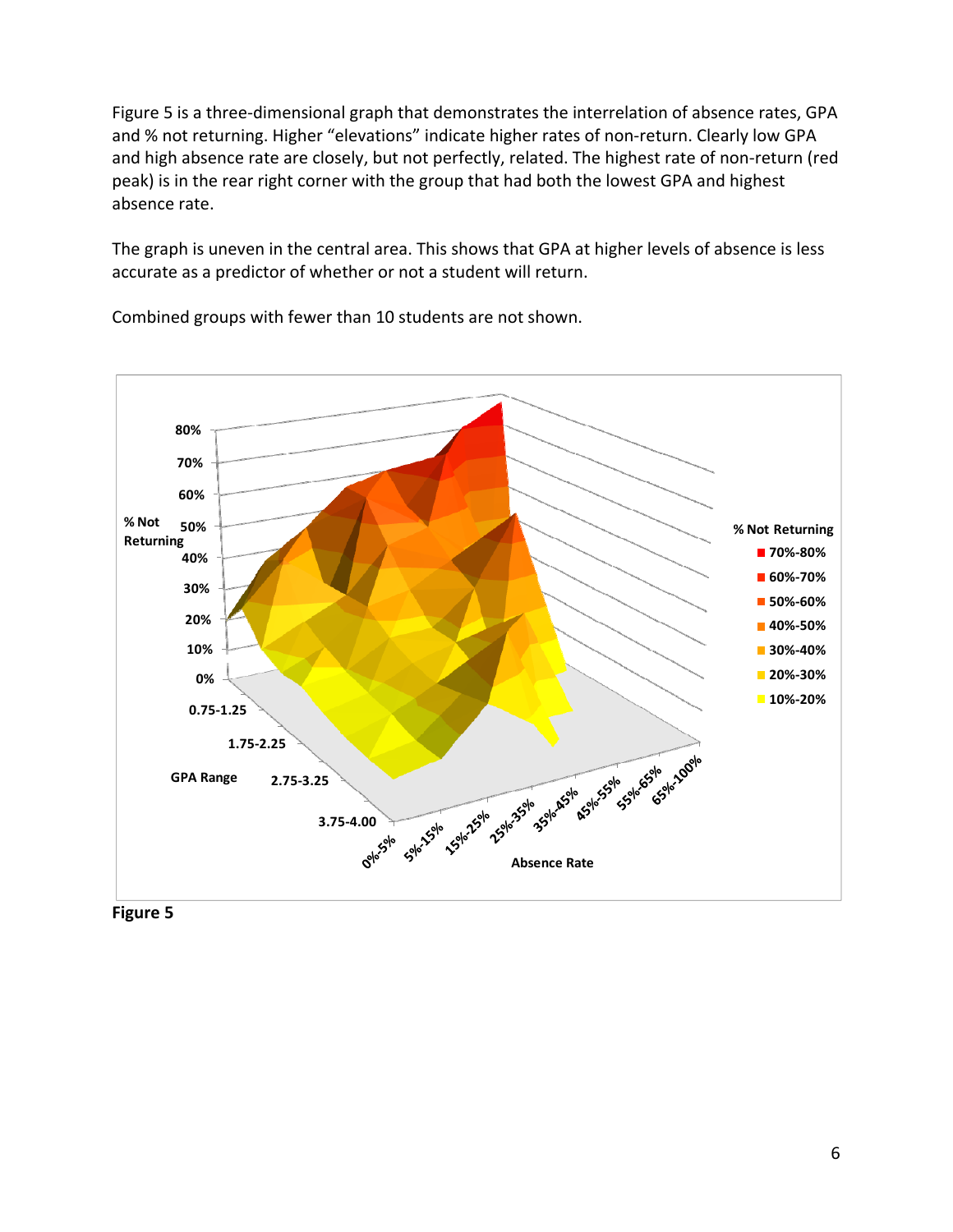Figure 5 is a three-dimensional graph that demonstrates the interrelation of absence rates, GPA and % not returning. Higher "elevations" indicate higher rates of non-return. Clearly low GPA and high absence rate are closely, but not perfectly, related. The highest rate of non-return (red peak) is in the rear right corner with the group that had both the lowest GPA and highest absence rate.

The graph is uneven in the central area. This shows that GPA at higher levels of absence is less accurate as a predictor of whether or not a student will return.

Combined groups with fewer than 10 students are not shown.

**Figure 5**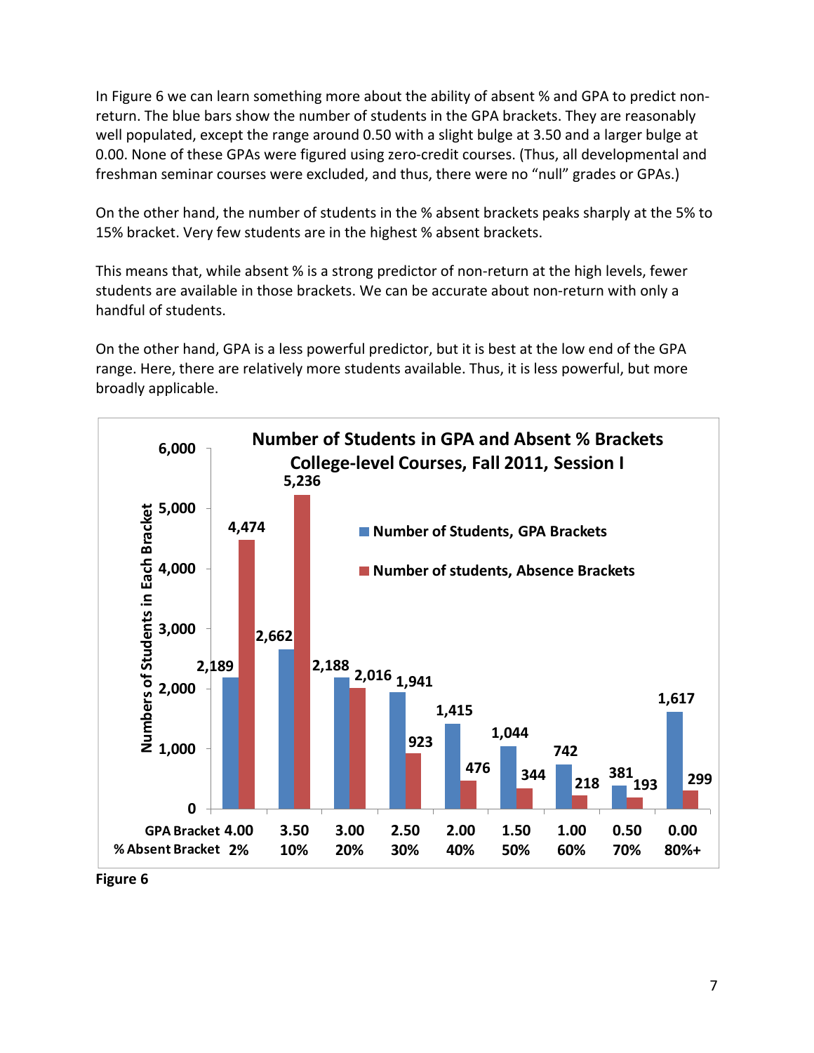In Figure 6 we can learn something more about the ability of absent % and GPA to predict non-return. The blue bars show the number of students in the GPA brackets. They are reasonably well populated, except the range around 0.50 with a slight bulge at 3.50 and a larger bulge at 0.00. None of these GPAs were figured using zero-credit courses. (Thus, all developmental and freshman seminar courses were excluded, and thus, there were no "null" grades or GPAs.)

On the other hand, the number of students in the % absent brackets peaks sharply at the 5% to 15% bracket. Very few students are in the highest % absent brackets.

This means that, while absent % is a strong predictor of non-return at the high levels, fewer students are available in those brackets. We can be accurate about non-return with only a handful of students.

On the other hand, GPA is a less powerful predictor, but it is best at the low end of the GPA range. Here, there are relatively more students available. Thus, it is less powerful, but more broadly applicable.

**Number of Students in GPA and Absent % Brackets**
**College-level Courses, Fall 2011, Session I**

| GPA Bracket | % Absent Bracket | Number of Students, GPA Brackets | Number of students, Absence Brackets |
|---|---|---|---|
| 4.00 | 2% | 2,189 | 4,474 |
| 3.50 | 10% | 2,662 | 5,236 |
| 3.00 | 20% | 2,188 | 2,016 |
| 2.50 | 30% | 1,941 | 923 |
| 2.00 | 40% | 1,415 | 476 |
| 1.50 | 50% | 1,044 | 344 |
| 1.00 | 60% | 742 | 218 |
| 0.50 | 70% | 381 | 193 |
| 0.00 | 80%+ | 1,617 | 299 |

**Figure 6**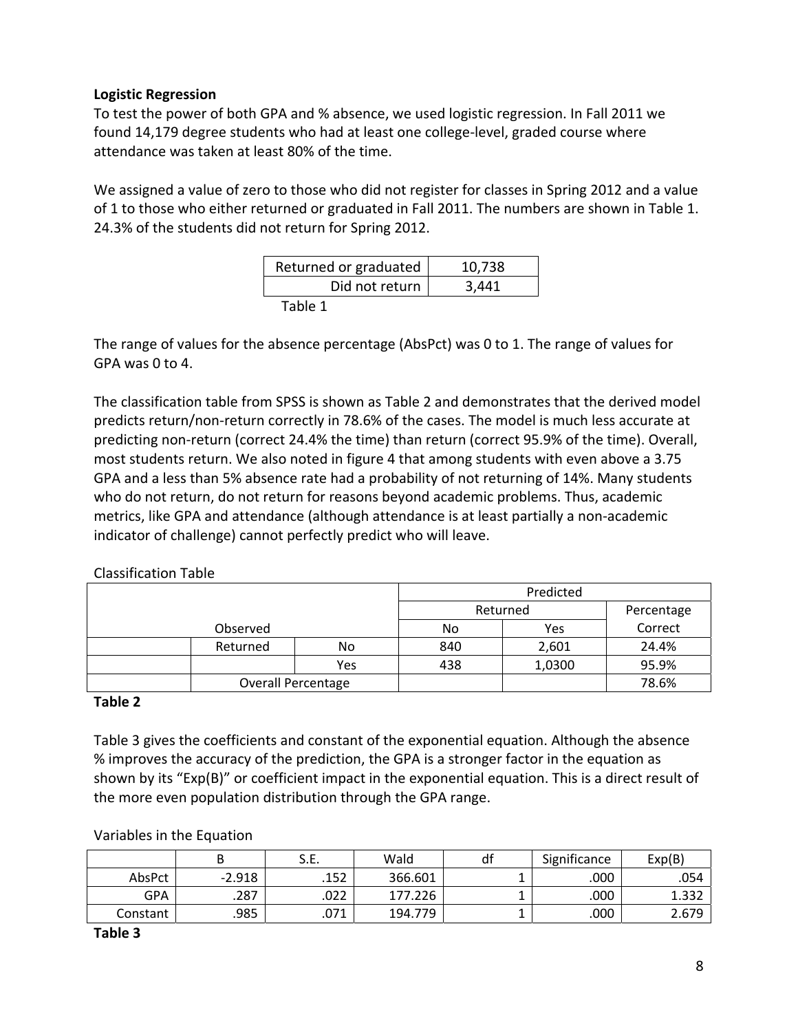### Logistic Regression

To test the power of both GPA and % absence, we used logistic regression. In Fall 2011 we found 14,179 degree students who had at least one college-level, graded course where attendance was taken at least 80% of the time.

We assigned a value of zero to those who did not register for classes in Spring 2012 and a value of 1 to those who either returned or graduated in Fall 2011. The numbers are shown in Table 1. 24.3% of the students did not return for Spring 2012.

| Returned or graduated | 10,738 |
|---|---|
| Did not return | 3,441 |

Table 1

The range of values for the absence percentage (AbsPct) was 0 to 1. The range of values for GPA was 0 to 4.

The classification table from SPSS is shown as Table 2 and demonstrates that the derived model predicts return/non-return correctly in 78.6% of the cases. The model is much less accurate at predicting non-return (correct 24.4% the time) than return (correct 95.9% of the time). Overall, most students return. We also noted in figure 4 that among students with even above a 3.75 GPA and a less than 5% absence rate had a probability of not returning of 14%. Many students who do not return, do not return for reasons beyond academic problems. Thus, academic metrics, like GPA and attendance (although attendance is at least partially a non-academic indicator of challenge) cannot perfectly predict who will leave.

Classification Table

| | | | Predicted | | |
|---|---|---|---|---|---|
| | | | Returned | | Percentage |
| Observed | | | No | Yes | Correct |
| | Returned | No | 840 | 2,601 | 24.4% |
| | | Yes | 438 | 1,0300 | 95.9% |
| | Overall Percentage | | | | 78.6% |

**Table 2**

Table 3 gives the coefficients and constant of the exponential equation. Although the absence % improves the accuracy of the prediction, the GPA is a stronger factor in the equation as shown by its "Exp(B)" or coefficient impact in the exponential equation. This is a direct result of the more even population distribution through the GPA range.

Variables in the Equation

| | B | S.E. | Wald | df | Significance | Exp(B) |
|---|---|---|---|---|---|---|
| AbsPct | -2.918 | .152 | 366.601 | 1 | .000 | .054 |
| GPA | .287 | .022 | 177.226 | 1 | .000 | 1.332 |
| Constant | .985 | .071 | 194.779 | 1 | .000 | 2.679 |

**Table 3**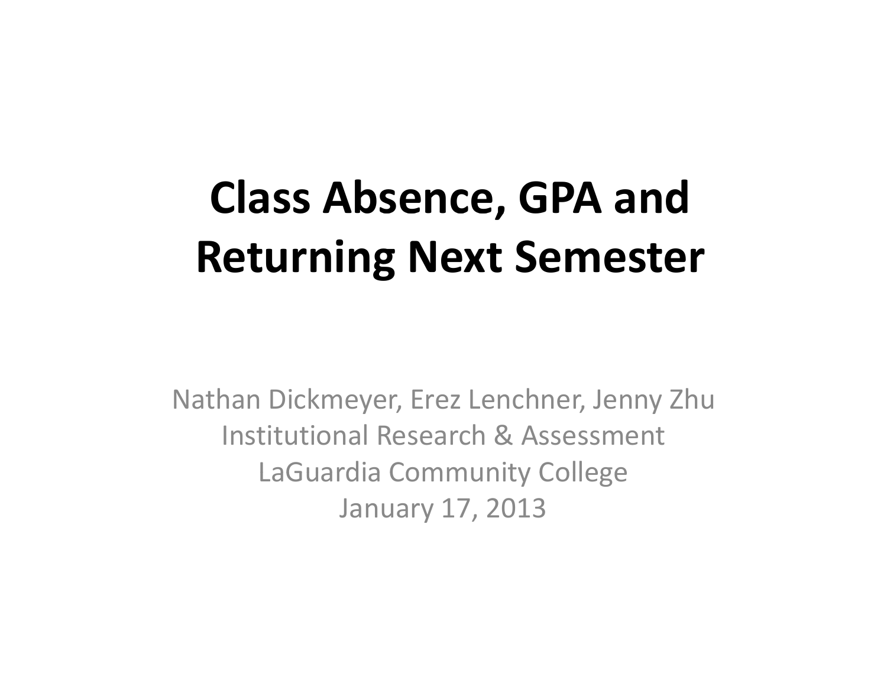# Class Absence, GPA and Returning Next Semester

Nathan Dickmeyer, Erez Lenchner, Jenny Zhu
Institutional Research & Assessment
LaGuardia Community College
January 17, 2013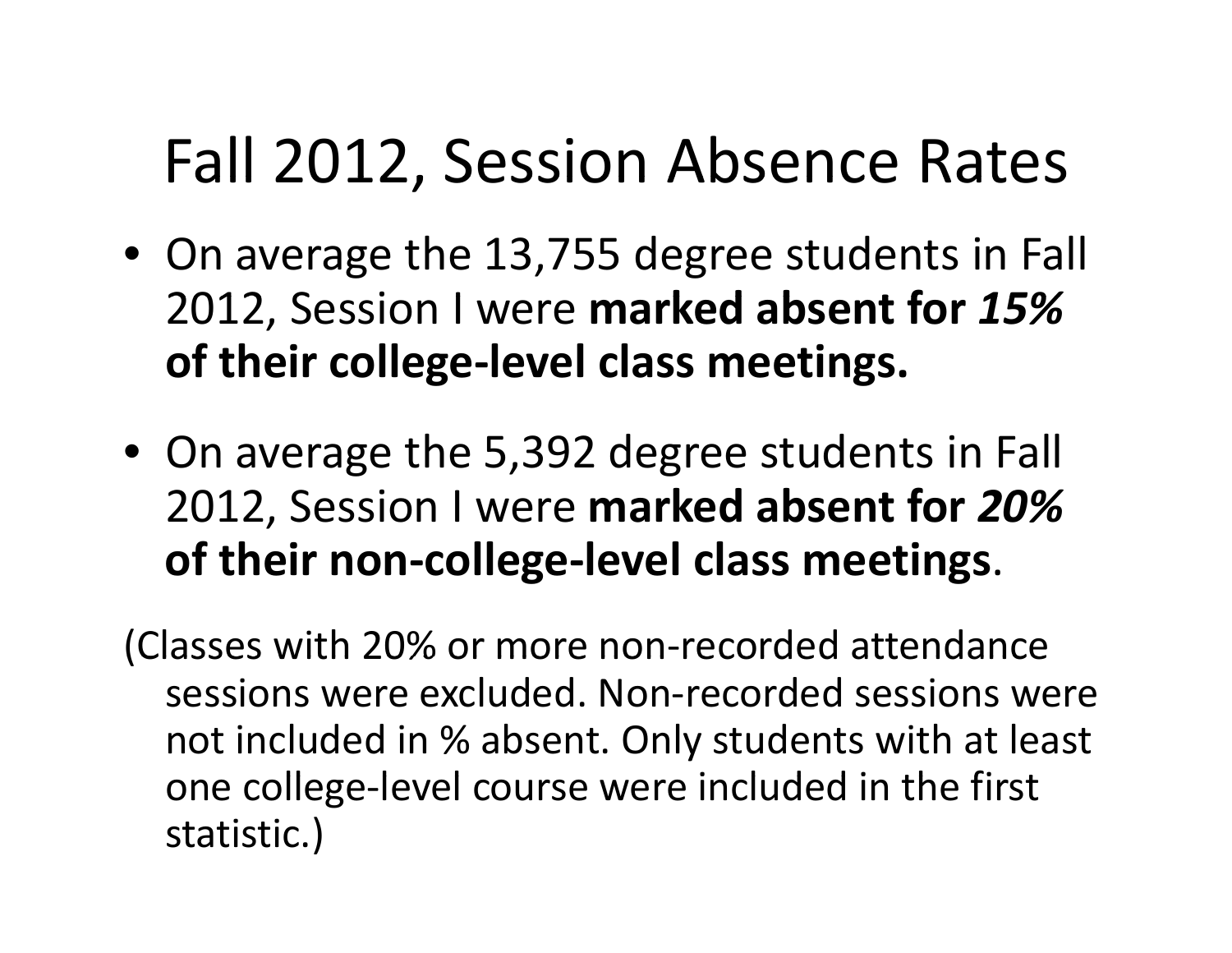# Fall 2012, Session Absence Rates

- On average the 13,755 degree students in Fall 2012, Session I were **marked absent for *15%* of their college-level class meetings.**
- On average the 5,392 degree students in Fall 2012, Session I were **marked absent for *20%* of their non-college-level class meetings**.

(Classes with 20% or more non-recorded attendance sessions were excluded. Non-recorded sessions were not included in % absent. Only students with at least one college-level course were included in the first statistic.)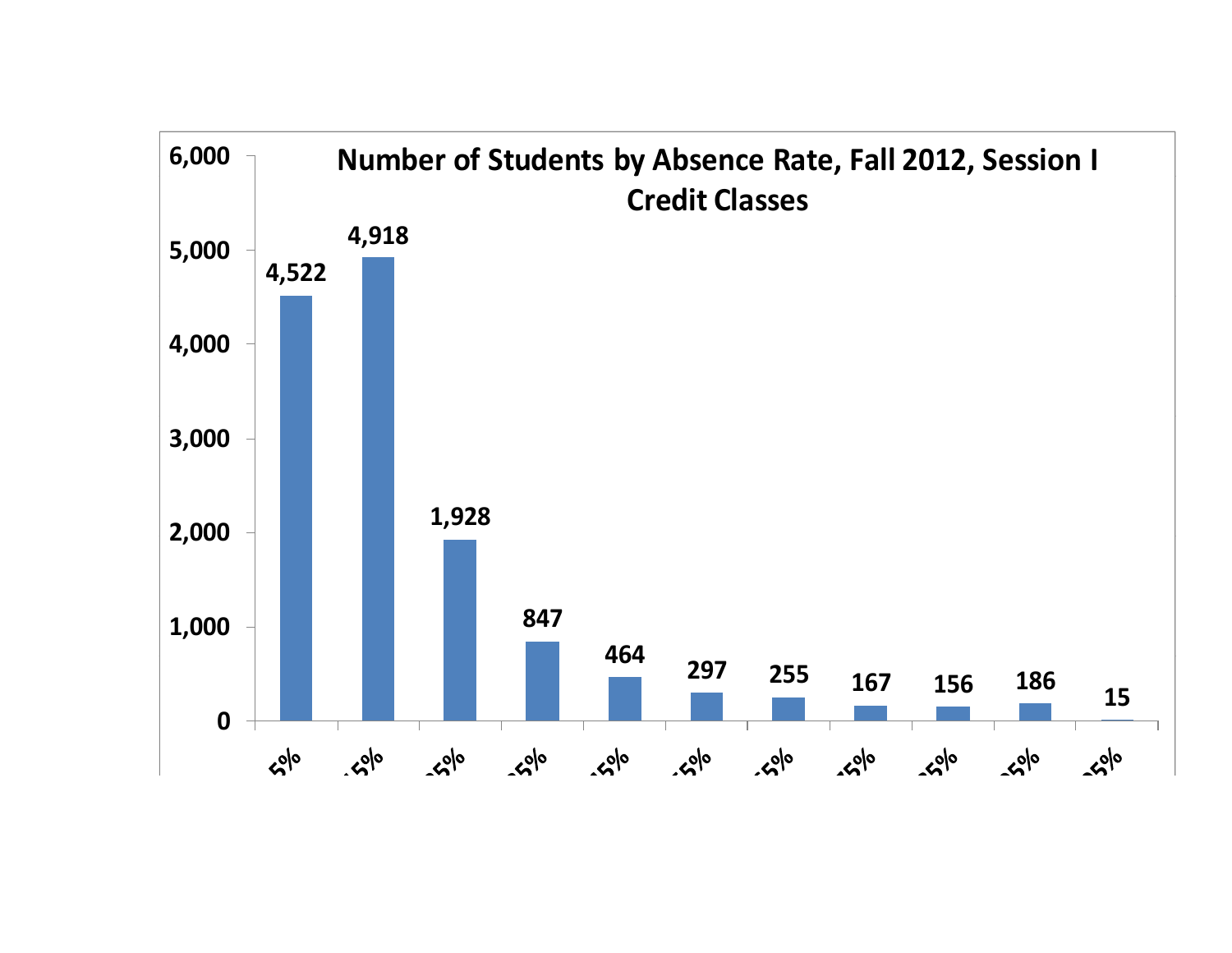# Number of Students by Absence Rate, Fall 2012, Session I Credit Classes

| Absence Rate | Number of Students |
| --- | --- |
| 5% | 4,522 |
| 15% | 4,918 |
| 25% | 1,928 |
| 35% | 847 |
| 45% | 464 |
| 55% | 297 |
| 65% | 255 |
| 75% | 167 |
| 85% | 156 |
| 95% | 186 |
| 105% | 15 |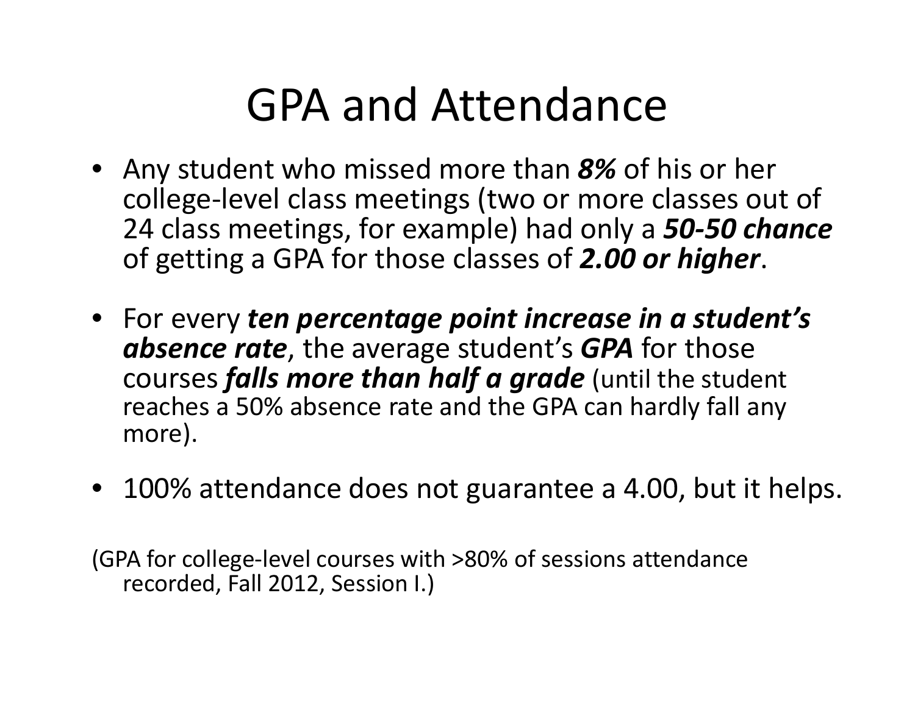# GPA and Attendance

- Any student who missed more than ***8%*** of his or her college-level class meetings (two or more classes out of 24 class meetings, for example) had only a ***50-50 chance*** of getting a GPA for those classes of ***2.00 or higher***.
- For every ***ten percentage point increase in a student's absence rate***, the average student's ***GPA*** for those courses ***falls more than half a grade*** (until the student reaches a 50% absence rate and the GPA can hardly fall any more).
- 100% attendance does not guarantee a 4.00, but it helps.

(GPA for college-level courses with >80% of sessions attendance recorded, Fall 2012, Session I.)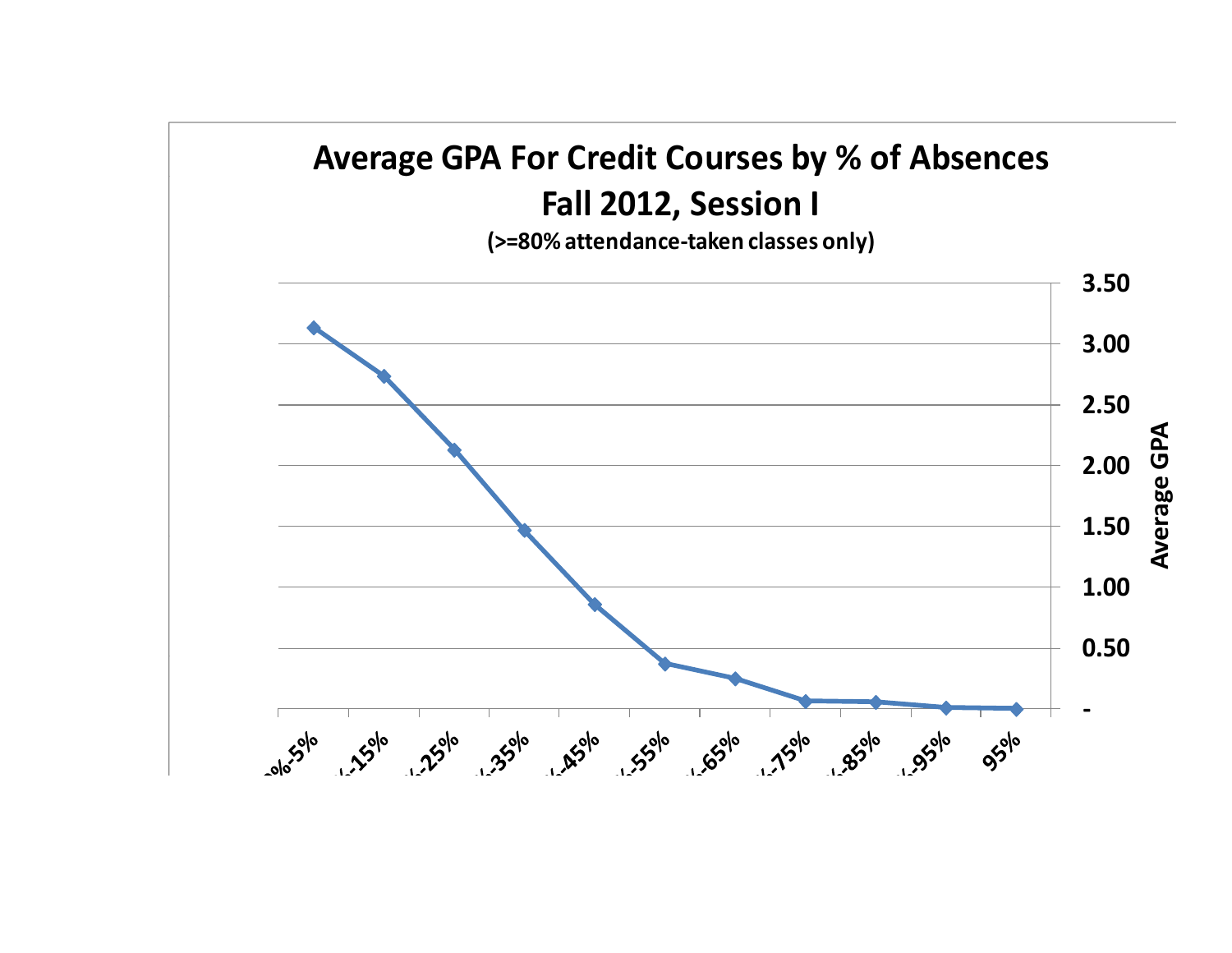# Average GPA For Credit Courses by % of Absences
# Fall 2012, Session I

**(>=80% attendance-taken classes only)**

Average GPA

3.50
3.00
2.50
2.00
1.50
1.00
0.50
-

0%-5% | %-15% | %-25% | %-35% | %-45% | %-55% | %-65% | %-75% | %-85% | %-95% | 95%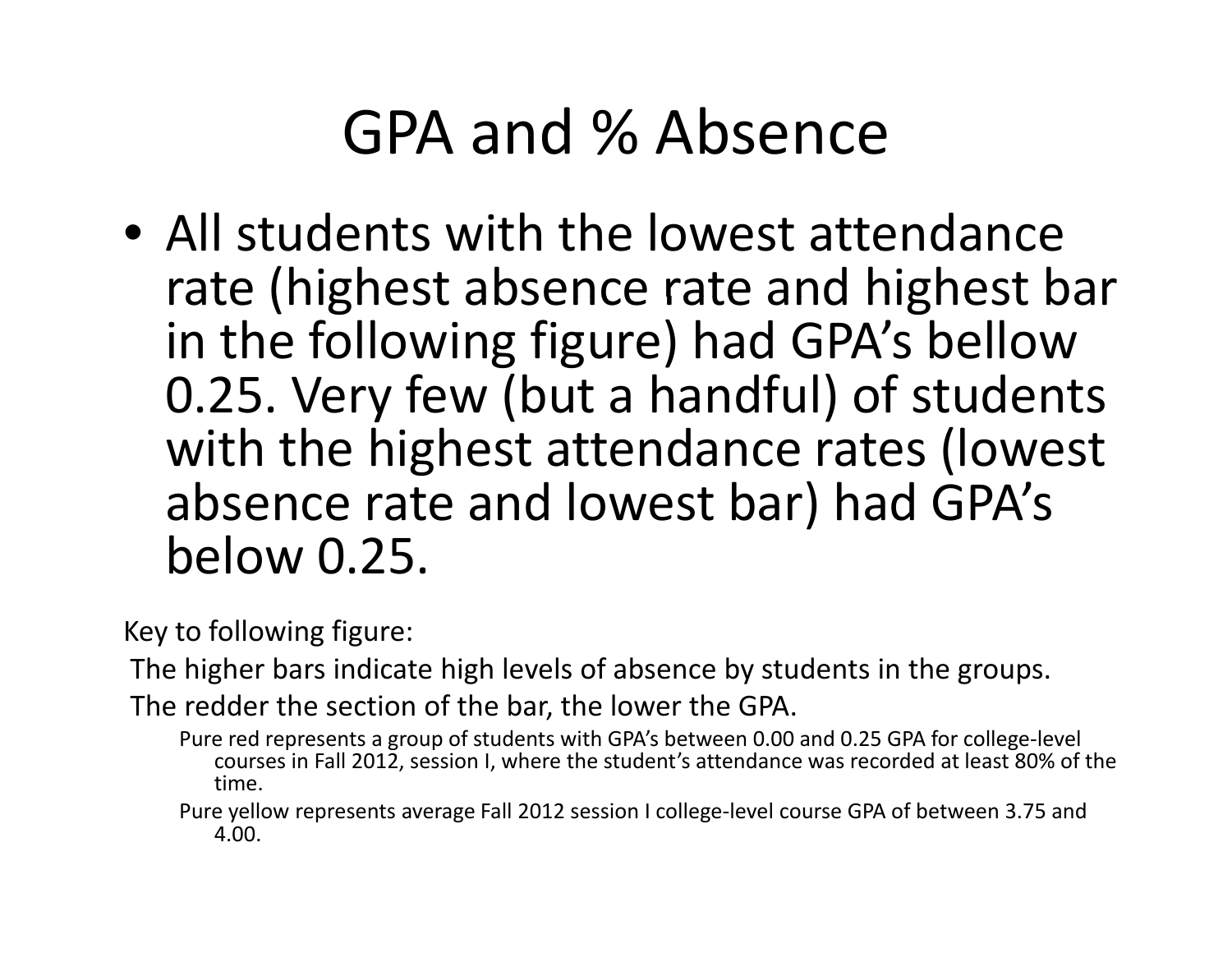# GPA and % Absence

- All students with the lowest attendance rate (highest absence rate and highest bar in the following figure) had GPA's bellow 0.25. Very few (but a handful) of students with the highest attendance rates (lowest absence rate and lowest bar) had GPA's below 0.25.

Key to following figure:

The higher bars indicate high levels of absence by students in the groups.

The redder the section of the bar, the lower the GPA.

- Pure red represents a group of students with GPA's between 0.00 and 0.25 GPA for college-level courses in Fall 2012, session I, where the student's attendance was recorded at least 80% of the time.
- Pure yellow represents average Fall 2012 session I college-level course GPA of between 3.75 and 4.00.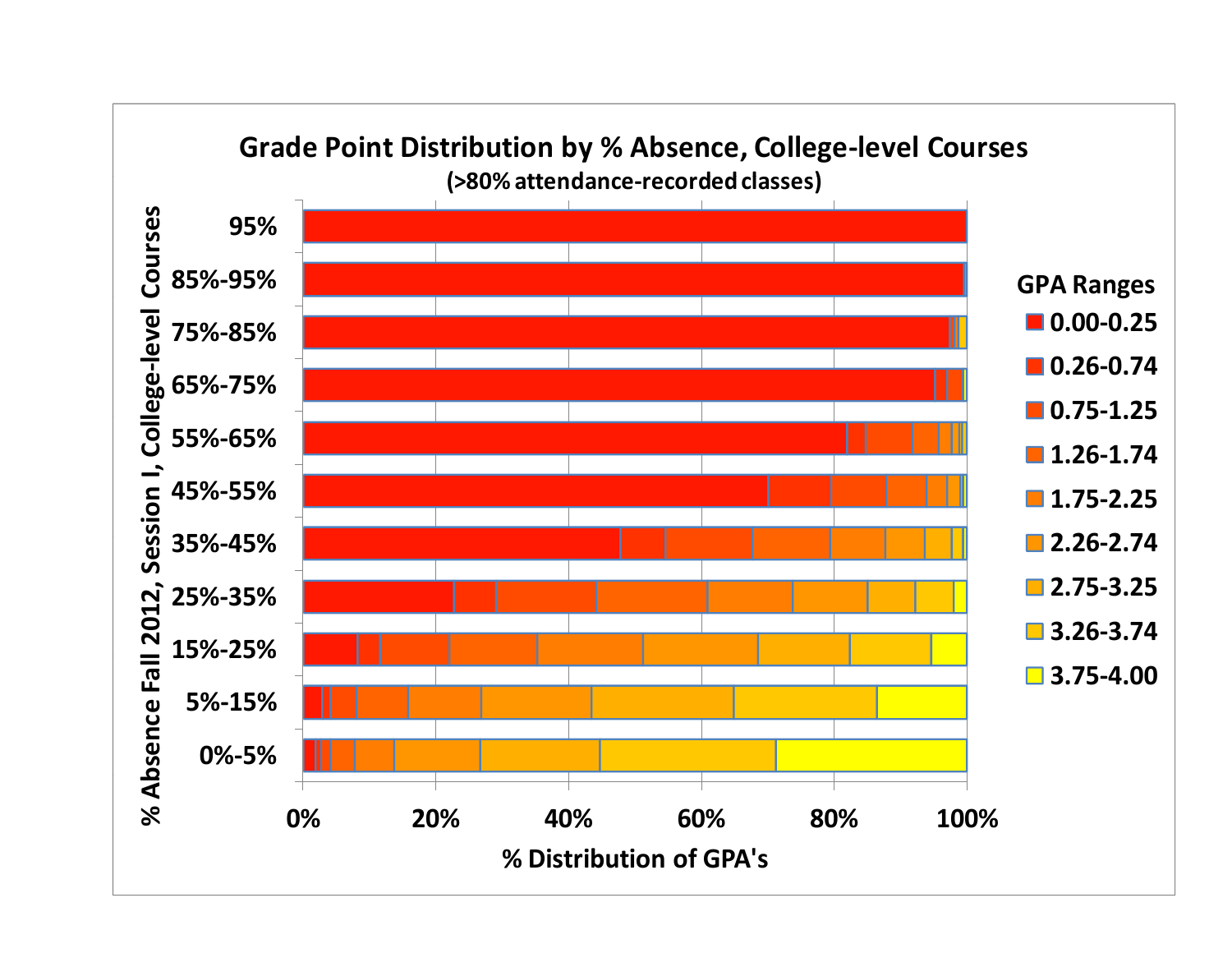## Grade Point Distribution by % Absence, College-level Courses

(>80% attendance-recorded classes)

% Absence Fall 2012, Session I, College-level Courses

- 95%
- 85%-95%
- 75%-85%
- 65%-75%
- 55%-65%
- 45%-55%
- 35%-45%
- 25%-35%
- 15%-25%
- 5%-15%
- 0%-5%

0% 20% 40% 60% 80% 100%

% Distribution of GPA's

**GPA Ranges**

- 0.00-0.25
- 0.26-0.74
- 0.75-1.25
- 1.26-1.74
- 1.75-2.25
- 2.26-2.74
- 2.75-3.25
- 3.26-3.74
- 3.75-4.00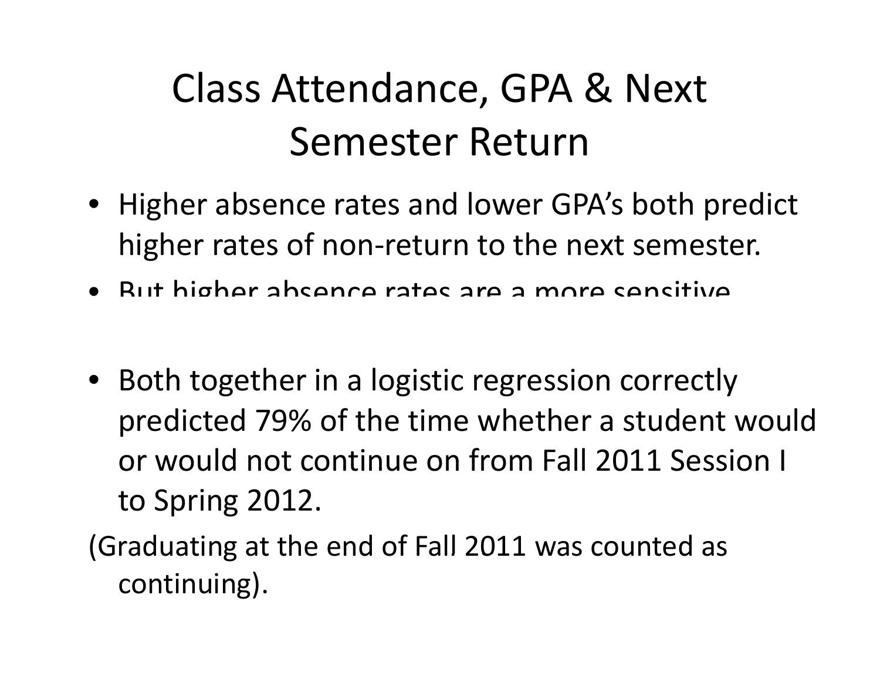# Class Attendance, GPA & Next Semester Return

- Higher absence rates and lower GPA's both predict higher rates of non-return to the next semester.
- But higher absence rates are a more sensitive

- Both together in a logistic regression correctly predicted 79% of the time whether a student would or would not continue on from Fall 2011 Session I to Spring 2012.

(Graduating at the end of Fall 2011 was counted as continuing).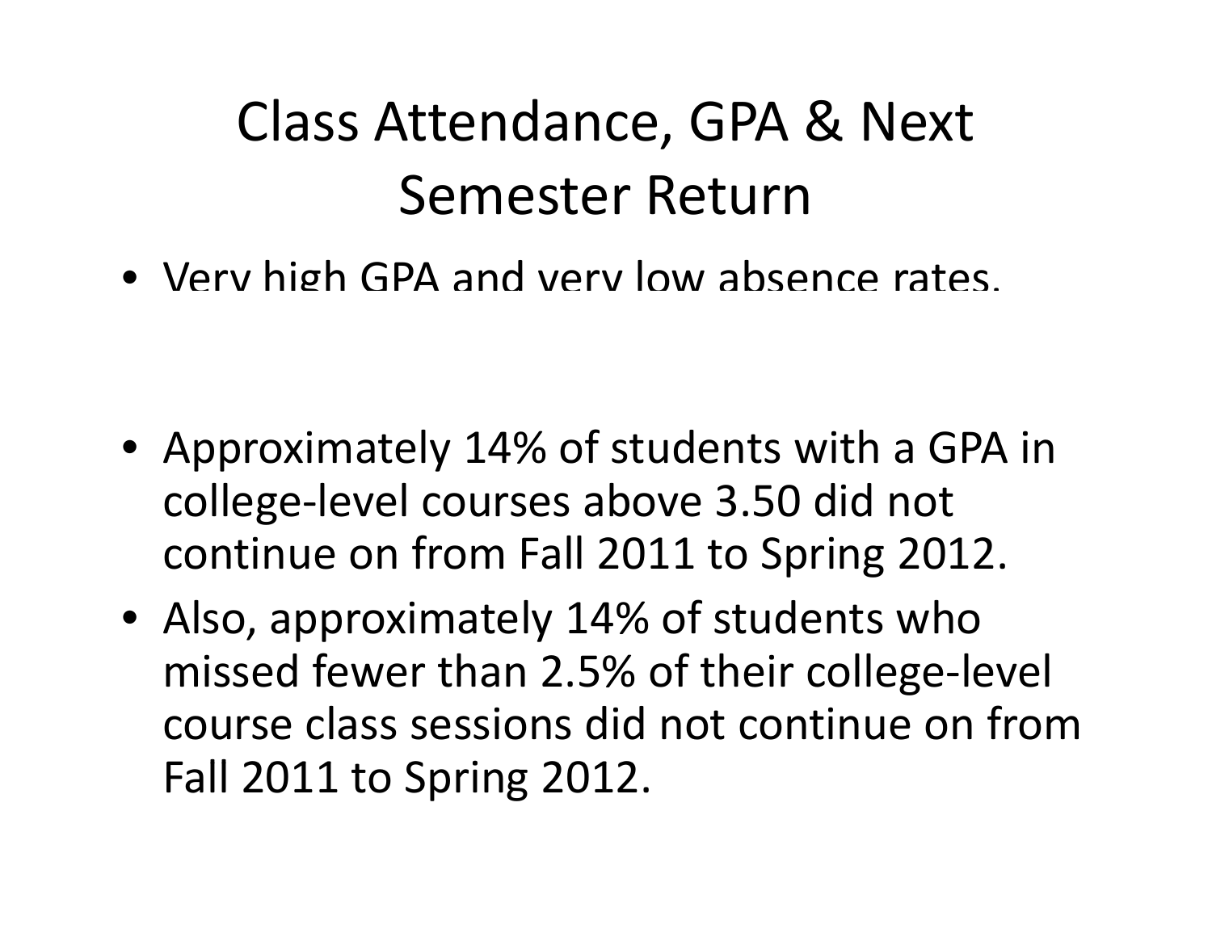# Class Attendance, GPA & Next Semester Return

- Very high GPA and very low absence rates.

- Approximately 14% of students with a GPA in college-level courses above 3.50 did not continue on from Fall 2011 to Spring 2012.
- Also, approximately 14% of students who missed fewer than 2.5% of their college-level course class sessions did not continue on from Fall 2011 to Spring 2012.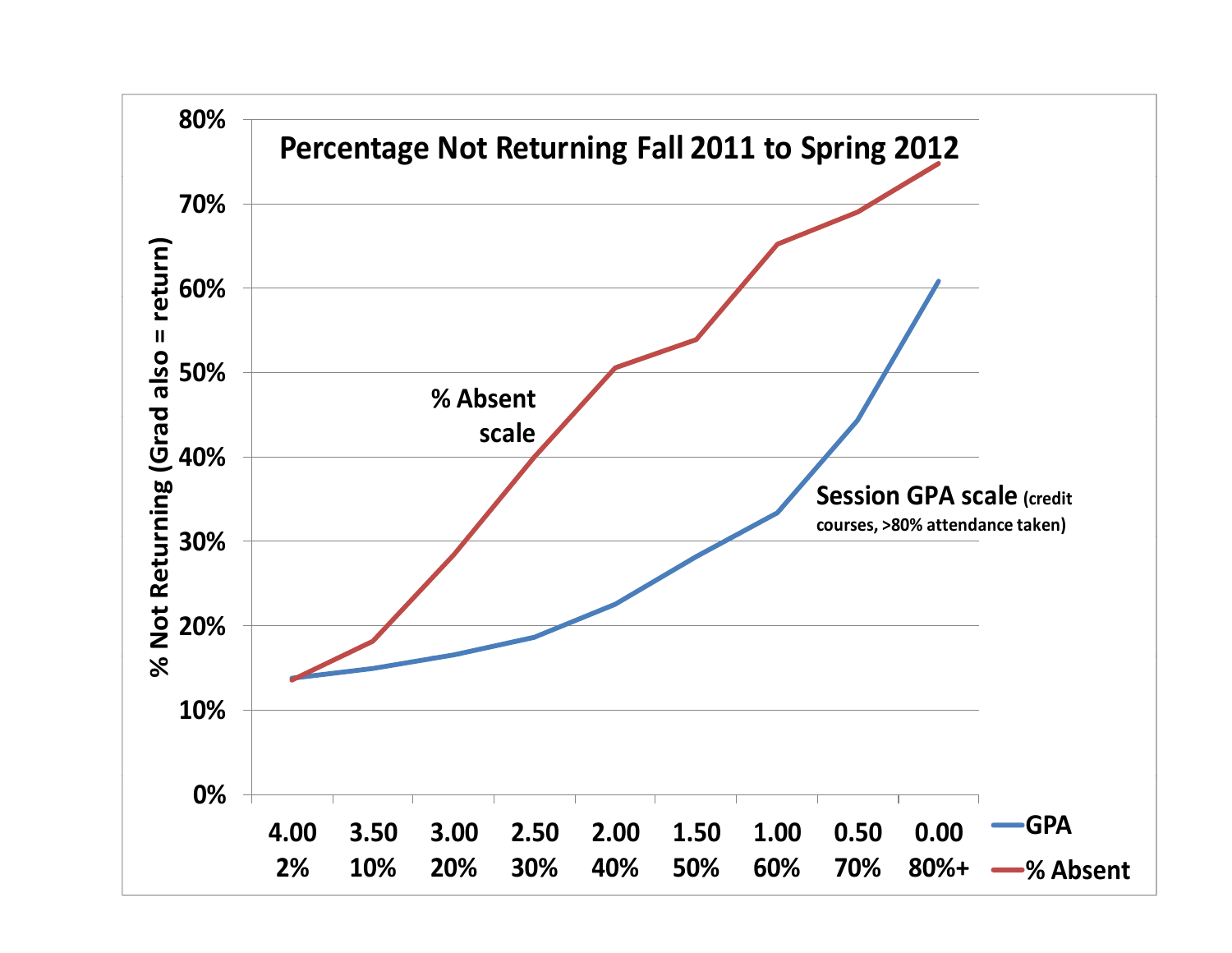**Percentage Not Returning Fall 2011 to Spring 2012**

% Not Returning (Grad also = return)

80%
70%
60%
50%
40%
30%
20%
10%
0%

% Absent scale

Session GPA scale (credit courses, >80% attendance taken)

| 4.00 | 3.50 | 3.00 | 2.50 | 2.00 | 1.50 | 1.00 | 0.50 | 0.00 |
|---|---|---|---|---|---|---|---|---|
| 2% | 10% | 20% | 30% | 40% | 50% | 60% | 70% | 80%+ |

GPA

% Absent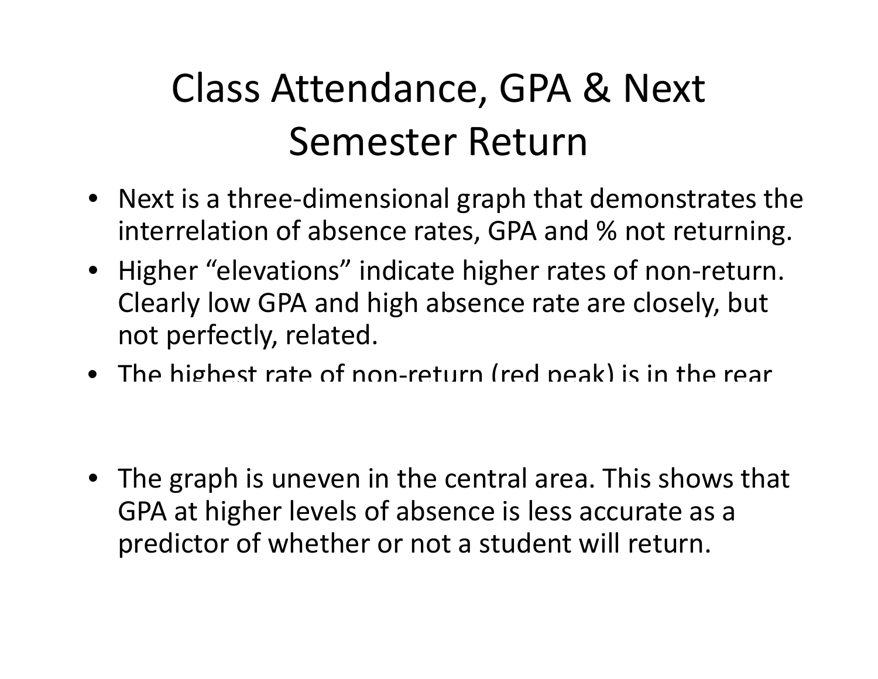# Class Attendance, GPA & Next Semester Return

- Next is a three-dimensional graph that demonstrates the interrelation of absence rates, GPA and % not returning.
- Higher "elevations" indicate higher rates of non-return. Clearly low GPA and high absence rate are closely, but not perfectly, related.
- The highest rate of non-return (red peak) is in the rear
- The graph is uneven in the central area. This shows that GPA at higher levels of absence is less accurate as a predictor of whether or not a student will return.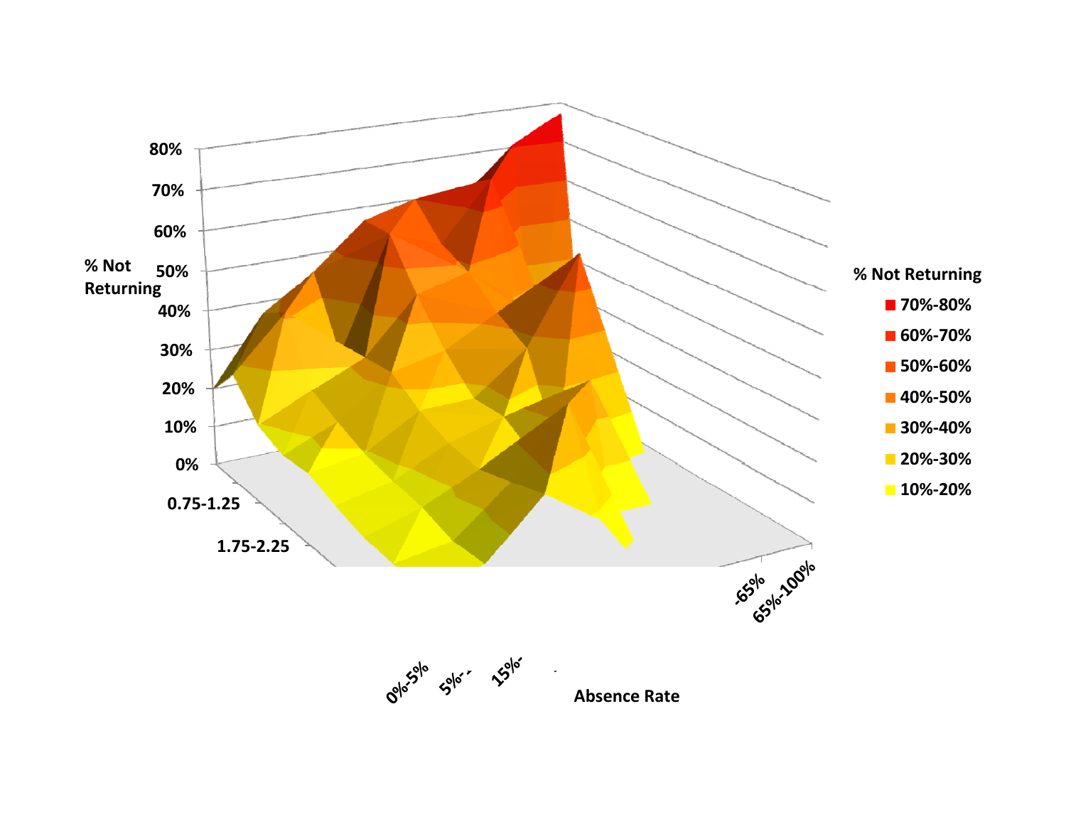80%
70%
60%
50%
40%
30%
20%
10%
0%

% Not Returning

0.75-1.25
1.75-2.25

0%-5%
5%-
15%-

Absence Rate

-65%
65%-100%

% Not Returning
70%-80%
60%-70%
50%-60%
40%-50%
30%-40%
20%-30%
10%-20%